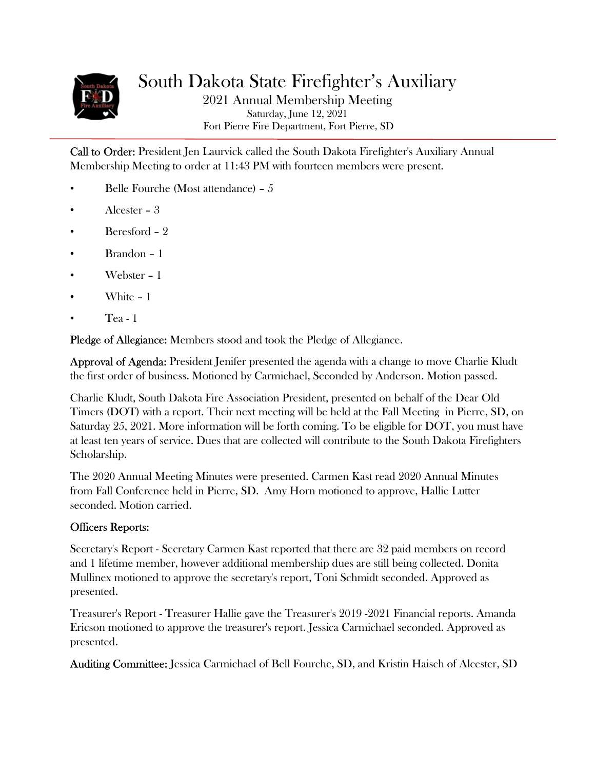# South Dakota State Firefighter's Auxiliary

2021 Annual Membership Meeting
Saturday, June 12, 2021
Fort Pierre Fire Department, Fort Pierre, SD

**Call to Order:** President Jen Laurvick called the South Dakota Firefighter's Auxiliary Annual Membership Meeting to order at 11:43 PM with fourteen members were present.

- Belle Fourche (Most attendance) – 5
- Alcester – 3
- Beresford – 2
- Brandon – 1
- Webster – 1
- White – 1
- Tea - 1

**Pledge of Allegiance:** Members stood and took the Pledge of Allegiance.

**Approval of Agenda:** President Jenifer presented the agenda with a change to move Charlie Kludt the first order of business. Motioned by Carmichael, Seconded by Anderson. Motion passed.

Charlie Kludt, South Dakota Fire Association President, presented on behalf of the Dear Old Timers (DOT) with a report. Their next meeting will be held at the Fall Meeting in Pierre, SD, on Saturday 25, 2021. More information will be forth coming. To be eligible for DOT, you must have at least ten years of service. Dues that are collected will contribute to the South Dakota Firefighters Scholarship.

The 2020 Annual Meeting Minutes were presented. Carmen Kast read 2020 Annual Minutes from Fall Conference held in Pierre, SD. Amy Horn motioned to approve, Hallie Lutter seconded. Motion carried.

**Officers Reports:**

Secretary's Report - Secretary Carmen Kast reported that there are 32 paid members on record and 1 lifetime member, however additional membership dues are still being collected. Donita Mullinex motioned to approve the secretary's report, Toni Schmidt seconded. Approved as presented.

Treasurer's Report - Treasurer Hallie gave the Treasurer's 2019 -2021 Financial reports. Amanda Ericson motioned to approve the treasurer's report. Jessica Carmichael seconded. Approved as presented.

**Auditing Committee:** Jessica Carmichael of Bell Fourche, SD, and Kristin Haisch of Alcester, SD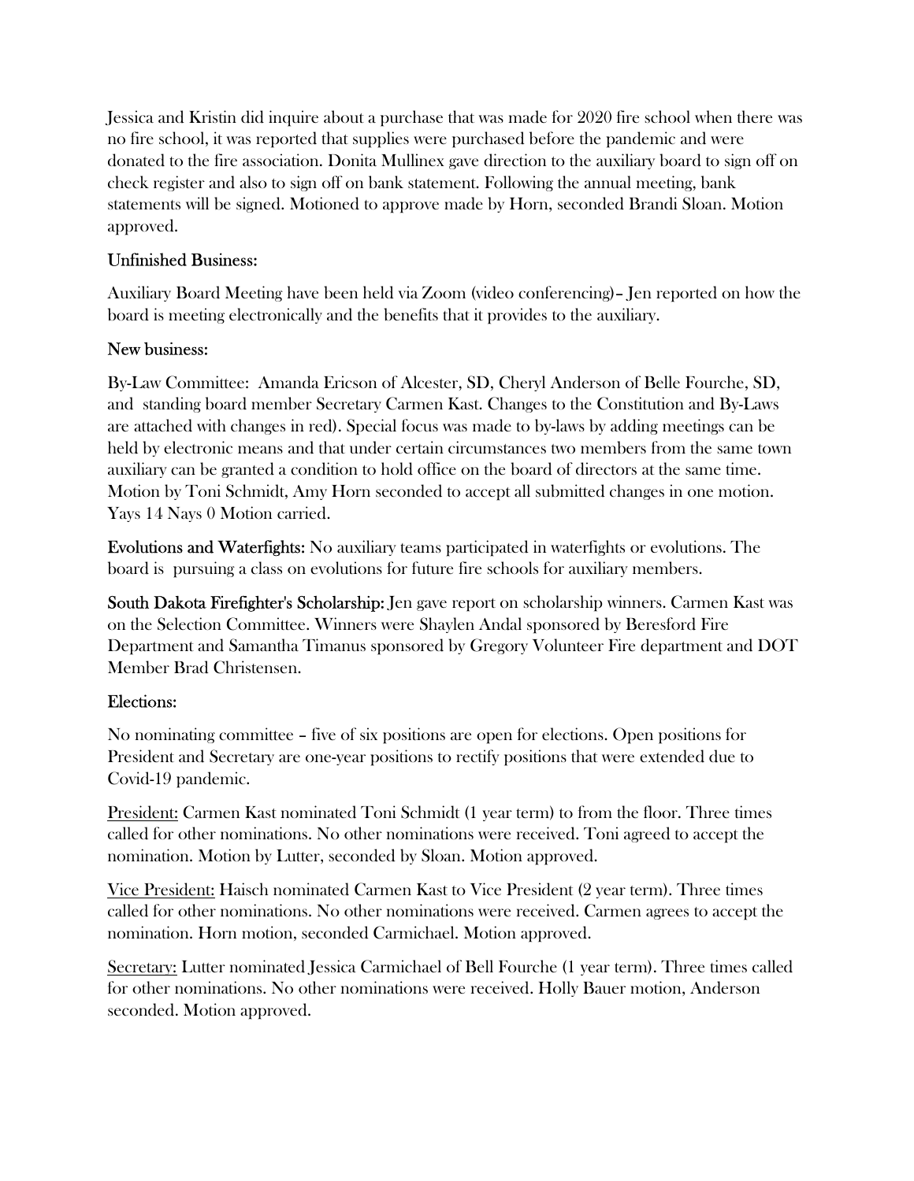Jessica and Kristin did inquire about a purchase that was made for 2020 fire school when there was no fire school, it was reported that supplies were purchased before the pandemic and were donated to the fire association. Donita Mullinex gave direction to the auxiliary board to sign off on check register and also to sign off on bank statement. Following the annual meeting, bank statements will be signed. Motioned to approve made by Horn, seconded Brandi Sloan. Motion approved.

## Unfinished Business:

Auxiliary Board Meeting have been held via Zoom (video conferencing)– Jen reported on how the board is meeting electronically and the benefits that it provides to the auxiliary.

## New business:

By-Law Committee: Amanda Ericson of Alcester, SD, Cheryl Anderson of Belle Fourche, SD, and standing board member Secretary Carmen Kast. Changes to the Constitution and By-Laws are attached with changes in red). Special focus was made to by-laws by adding meetings can be held by electronic means and that under certain circumstances two members from the same town auxiliary can be granted a condition to hold office on the board of directors at the same time. Motion by Toni Schmidt, Amy Horn seconded to accept all submitted changes in one motion. Yays 14 Nays 0 Motion carried.

**Evolutions and Waterfights:** No auxiliary teams participated in waterfights or evolutions. The board is pursuing a class on evolutions for future fire schools for auxiliary members.

**South Dakota Firefighter's Scholarship:** Jen gave report on scholarship winners. Carmen Kast was on the Selection Committee. Winners were Shaylen Andal sponsored by Beresford Fire Department and Samantha Timanus sponsored by Gregory Volunteer Fire department and DOT Member Brad Christensen.

## Elections:

No nominating committee – five of six positions are open for elections. Open positions for President and Secretary are one-year positions to rectify positions that were extended due to Covid-19 pandemic.

President: Carmen Kast nominated Toni Schmidt (1 year term) to from the floor. Three times called for other nominations. No other nominations were received. Toni agreed to accept the nomination. Motion by Lutter, seconded by Sloan. Motion approved.

Vice President: Haisch nominated Carmen Kast to Vice President (2 year term). Three times called for other nominations. No other nominations were received. Carmen agrees to accept the nomination. Horn motion, seconded Carmichael. Motion approved.

Secretary: Lutter nominated Jessica Carmichael of Bell Fourche (1 year term). Three times called for other nominations. No other nominations were received. Holly Bauer motion, Anderson seconded. Motion approved.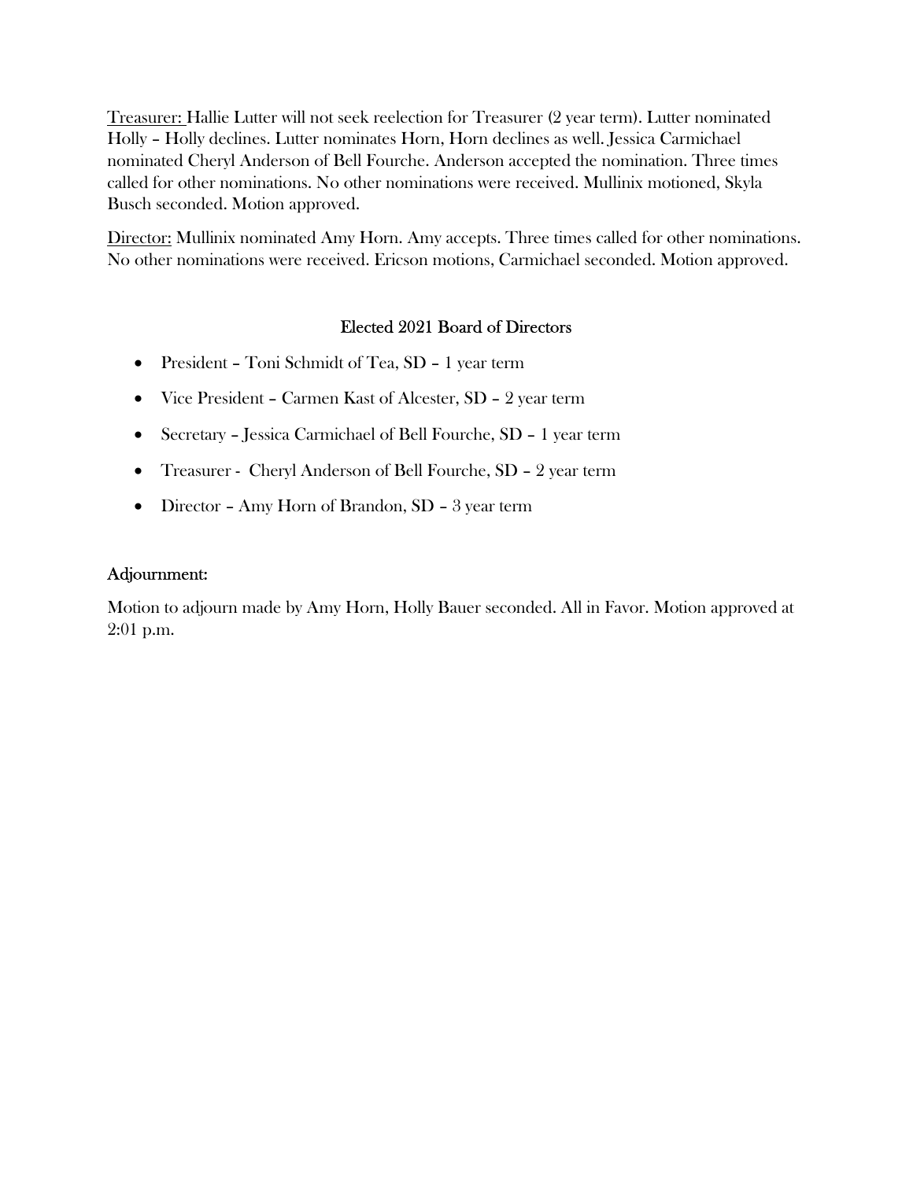Treasurer: Hallie Lutter will not seek reelection for Treasurer (2 year term). Lutter nominated Holly – Holly declines. Lutter nominates Horn, Horn declines as well. Jessica Carmichael nominated Cheryl Anderson of Bell Fourche. Anderson accepted the nomination. Three times called for other nominations. No other nominations were received. Mullinix motioned, Skyla Busch seconded. Motion approved.

Director: Mullinix nominated Amy Horn. Amy accepts. Three times called for other nominations. No other nominations were received. Ericson motions, Carmichael seconded. Motion approved.

## Elected 2021 Board of Directors

- President – Toni Schmidt of Tea, SD – 1 year term
- Vice President – Carmen Kast of Alcester, SD – 2 year term
- Secretary – Jessica Carmichael of Bell Fourche, SD – 1 year term
- Treasurer - Cheryl Anderson of Bell Fourche, SD – 2 year term
- Director – Amy Horn of Brandon, SD – 3 year term

## Adjournment:

Motion to adjourn made by Amy Horn, Holly Bauer seconded. All in Favor. Motion approved at 2:01 p.m.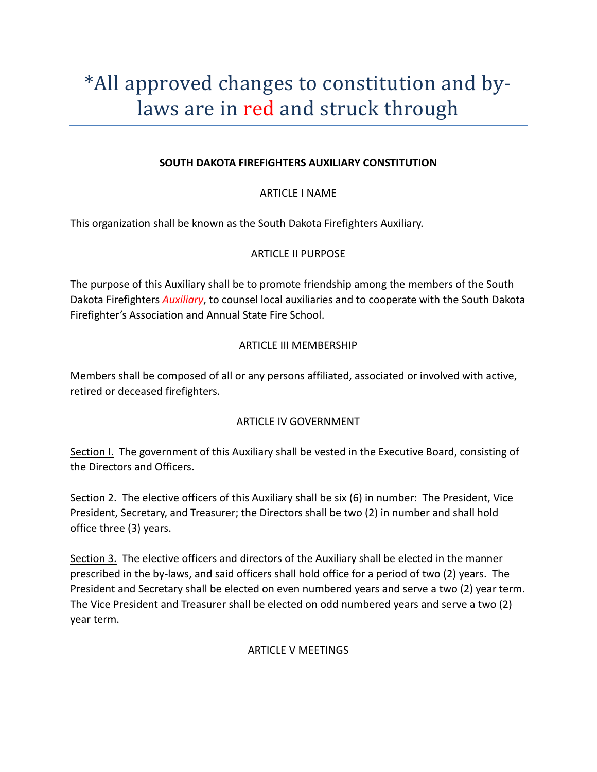# *All approved changes to constitution and by-laws are in red and struck through

**SOUTH DAKOTA FIREFIGHTERS AUXILIARY CONSTITUTION**

ARTICLE I NAME

This organization shall be known as the South Dakota Firefighters Auxiliary.

ARTICLE II PURPOSE

The purpose of this Auxiliary shall be to promote friendship among the members of the South Dakota Firefighters *Auxiliary*, to counsel local auxiliaries and to cooperate with the South Dakota Firefighter's Association and Annual State Fire School.

ARTICLE III MEMBERSHIP

Members shall be composed of all or any persons affiliated, associated or involved with active, retired or deceased firefighters.

ARTICLE IV GOVERNMENT

Section I. The government of this Auxiliary shall be vested in the Executive Board, consisting of the Directors and Officers.

Section 2. The elective officers of this Auxiliary shall be six (6) in number: The President, Vice President, Secretary, and Treasurer; the Directors shall be two (2) in number and shall hold office three (3) years.

Section 3. The elective officers and directors of the Auxiliary shall be elected in the manner prescribed in the by-laws, and said officers shall hold office for a period of two (2) years. The President and Secretary shall be elected on even numbered years and serve a two (2) year term. The Vice President and Treasurer shall be elected on odd numbered years and serve a two (2) year term.

ARTICLE V MEETINGS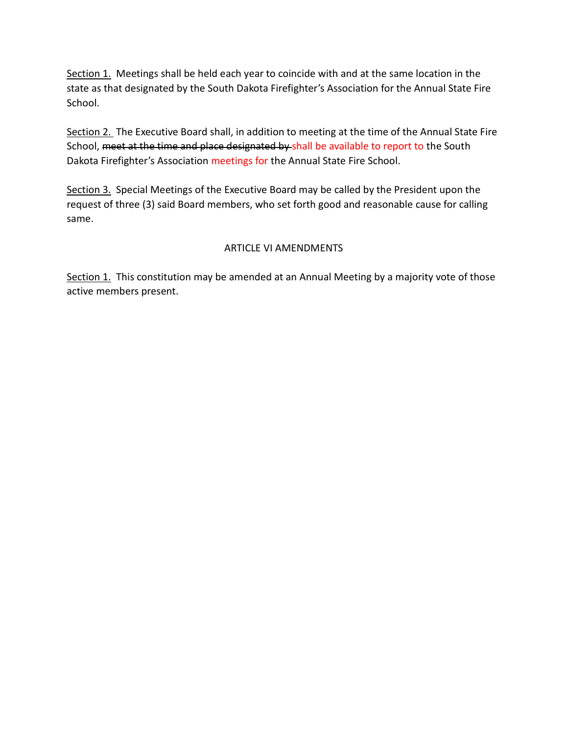Section 1. Meetings shall be held each year to coincide with and at the same location in the state as that designated by the South Dakota Firefighter's Association for the Annual State Fire School.

Section 2. The Executive Board shall, in addition to meeting at the time of the Annual State Fire School, ~~meet at the time and place designated by~~ shall be available to report to the South Dakota Firefighter's Association meetings for the Annual State Fire School.

Section 3. Special Meetings of the Executive Board may be called by the President upon the request of three (3) said Board members, who set forth good and reasonable cause for calling same.

## ARTICLE VI AMENDMENTS

Section 1. This constitution may be amended at an Annual Meeting by a majority vote of those active members present.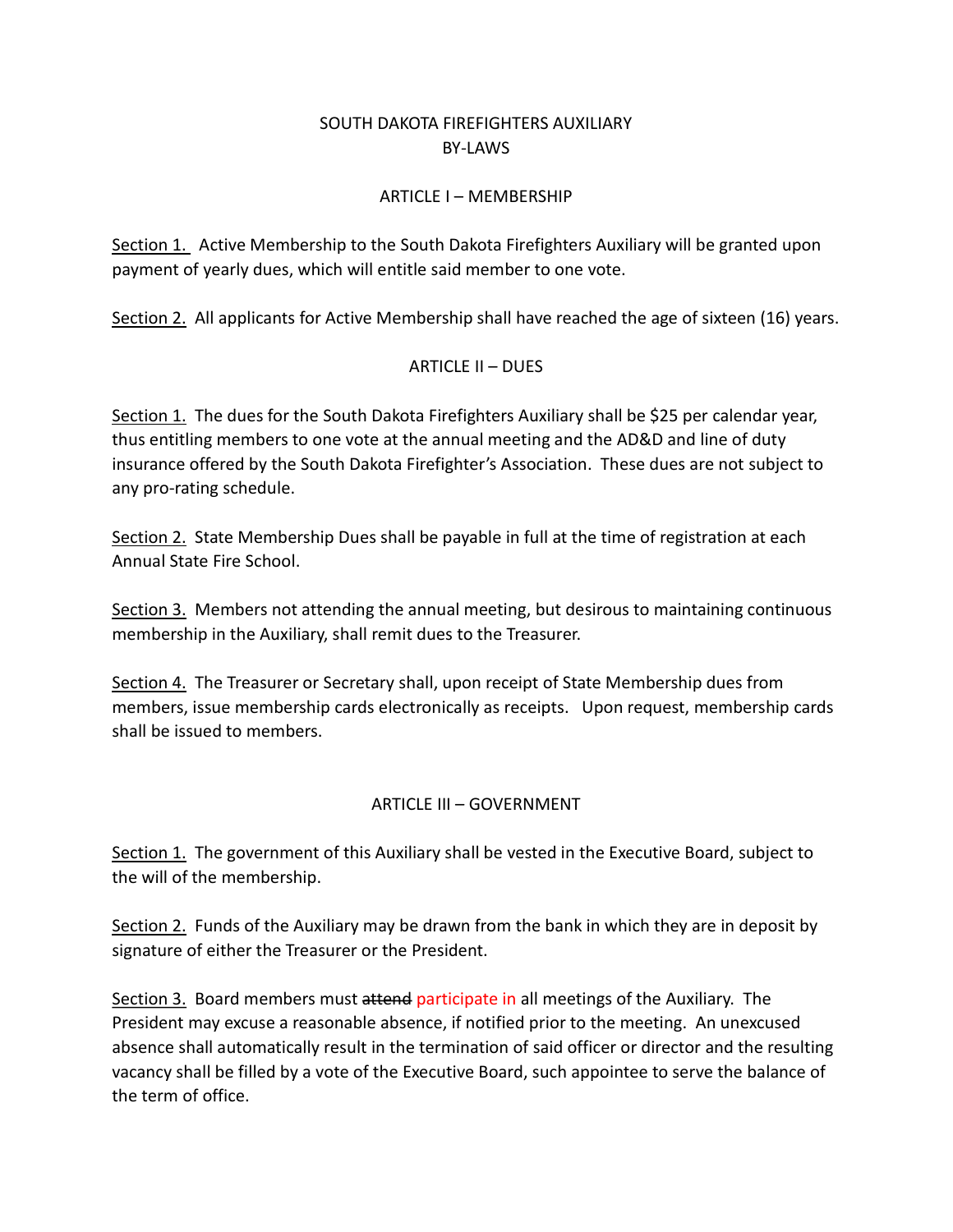# SOUTH DAKOTA FIREFIGHTERS AUXILIARY
# BY-LAWS

## ARTICLE I – MEMBERSHIP

Section 1. Active Membership to the South Dakota Firefighters Auxiliary will be granted upon payment of yearly dues, which will entitle said member to one vote.

Section 2. All applicants for Active Membership shall have reached the age of sixteen (16) years.

## ARTICLE II – DUES

Section 1. The dues for the South Dakota Firefighters Auxiliary shall be $25 per calendar year, thus entitling members to one vote at the annual meeting and the AD&D and line of duty insurance offered by the South Dakota Firefighter's Association. These dues are not subject to any pro-rating schedule.

Section 2. State Membership Dues shall be payable in full at the time of registration at each Annual State Fire School.

Section 3. Members not attending the annual meeting, but desirous to maintaining continuous membership in the Auxiliary, shall remit dues to the Treasurer.

Section 4. The Treasurer or Secretary shall, upon receipt of State Membership dues from members, issue membership cards electronically as receipts. Upon request, membership cards shall be issued to members.

## ARTICLE III – GOVERNMENT

Section 1. The government of this Auxiliary shall be vested in the Executive Board, subject to the will of the membership.

Section 2. Funds of the Auxiliary may be drawn from the bank in which they are in deposit by signature of either the Treasurer or the President.

Section 3. Board members must ~~attend~~ participate in all meetings of the Auxiliary. The President may excuse a reasonable absence, if notified prior to the meeting. An unexcused absence shall automatically result in the termination of said officer or director and the resulting vacancy shall be filled by a vote of the Executive Board, such appointee to serve the balance of the term of office.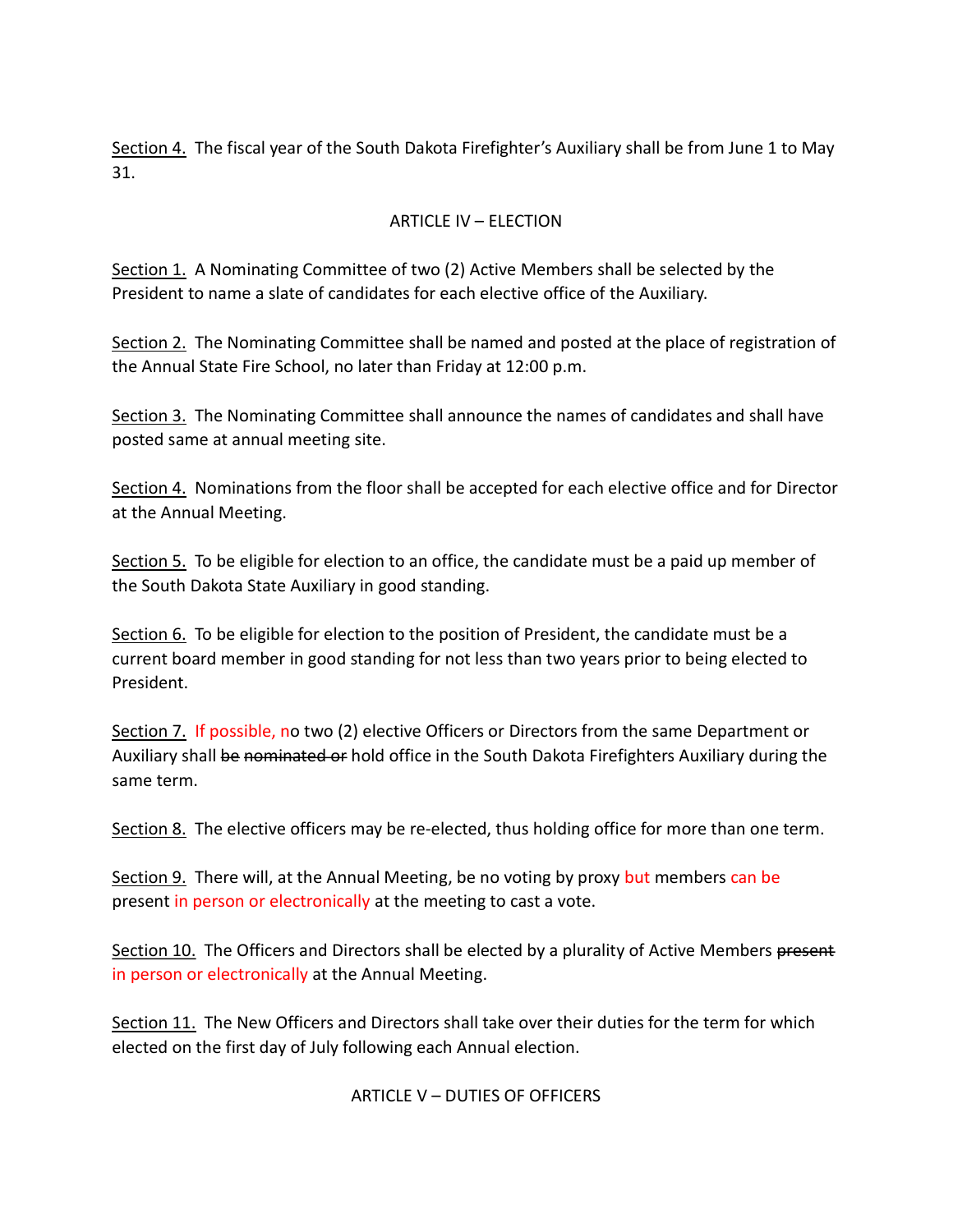Section 4. The fiscal year of the South Dakota Firefighter's Auxiliary shall be from June 1 to May 31.

## ARTICLE IV – ELECTION

Section 1. A Nominating Committee of two (2) Active Members shall be selected by the President to name a slate of candidates for each elective office of the Auxiliary.

Section 2. The Nominating Committee shall be named and posted at the place of registration of the Annual State Fire School, no later than Friday at 12:00 p.m.

Section 3. The Nominating Committee shall announce the names of candidates and shall have posted same at annual meeting site.

Section 4. Nominations from the floor shall be accepted for each elective office and for Director at the Annual Meeting.

Section 5. To be eligible for election to an office, the candidate must be a paid up member of the South Dakota State Auxiliary in good standing.

Section 6. To be eligible for election to the position of President, the candidate must be a current board member in good standing for not less than two years prior to being elected to President.

Section 7. If possible, no two (2) elective Officers or Directors from the same Department or Auxiliary shall ~~be nominated or~~ hold office in the South Dakota Firefighters Auxiliary during the same term.

Section 8. The elective officers may be re-elected, thus holding office for more than one term.

Section 9. There will, at the Annual Meeting, be no voting by proxy but members can be present in person or electronically at the meeting to cast a vote.

Section 10. The Officers and Directors shall be elected by a plurality of Active Members ~~present~~ in person or electronically at the Annual Meeting.

Section 11. The New Officers and Directors shall take over their duties for the term for which elected on the first day of July following each Annual election.

## ARTICLE V – DUTIES OF OFFICERS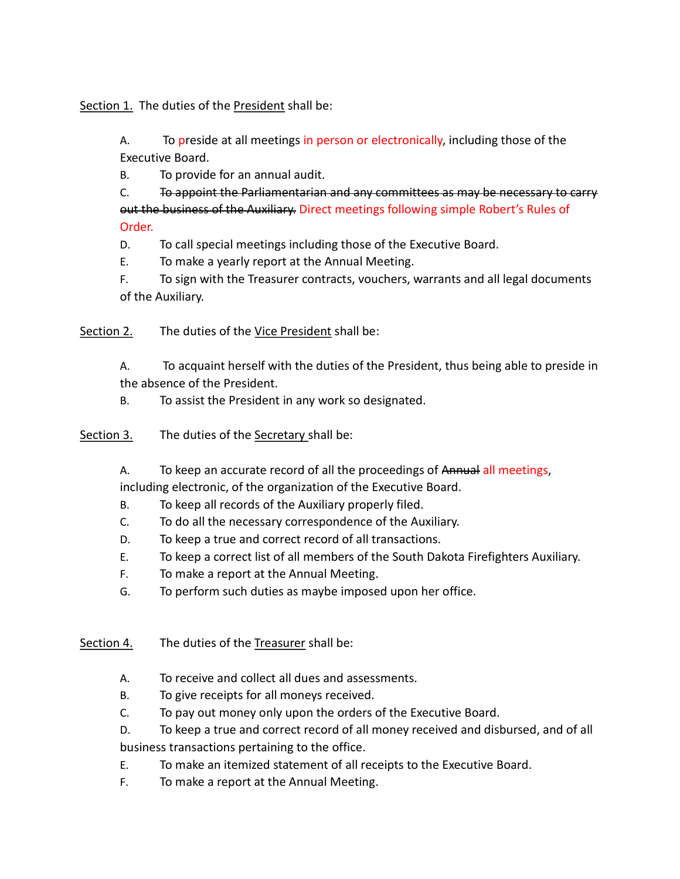<u>Section 1.</u> The duties of the <u>President</u> shall be:

A. To preside at all meetings in person or electronically, including those of the Executive Board.

B. To provide for an annual audit.

C. ~~To appoint the Parliamentarian and any committees as may be necessary to carry out the business of the Auxiliary.~~ Direct meetings following simple Robert's Rules of Order.

D. To call special meetings including those of the Executive Board.

E. To make a yearly report at the Annual Meeting.

F. To sign with the Treasurer contracts, vouchers, warrants and all legal documents of the Auxiliary.

<u>Section 2.</u> The duties of the <u>Vice President</u> shall be:

A. To acquaint herself with the duties of the President, thus being able to preside in the absence of the President.

B. To assist the President in any work so designated.

<u>Section 3.</u> The duties of the <u>Secretary</u> shall be:

A. To keep an accurate record of all the proceedings of ~~Annual~~ all meetings, including electronic, of the organization of the Executive Board.

B. To keep all records of the Auxiliary properly filed.

C. To do all the necessary correspondence of the Auxiliary.

D. To keep a true and correct record of all transactions.

E. To keep a correct list of all members of the South Dakota Firefighters Auxiliary.

F. To make a report at the Annual Meeting.

G. To perform such duties as maybe imposed upon her office.

<u>Section 4.</u> The duties of the <u>Treasurer</u> shall be:

A. To receive and collect all dues and assessments.

B. To give receipts for all moneys received.

C. To pay out money only upon the orders of the Executive Board.

D. To keep a true and correct record of all money received and disbursed, and of all business transactions pertaining to the office.

E. To make an itemized statement of all receipts to the Executive Board.

F. To make a report at the Annual Meeting.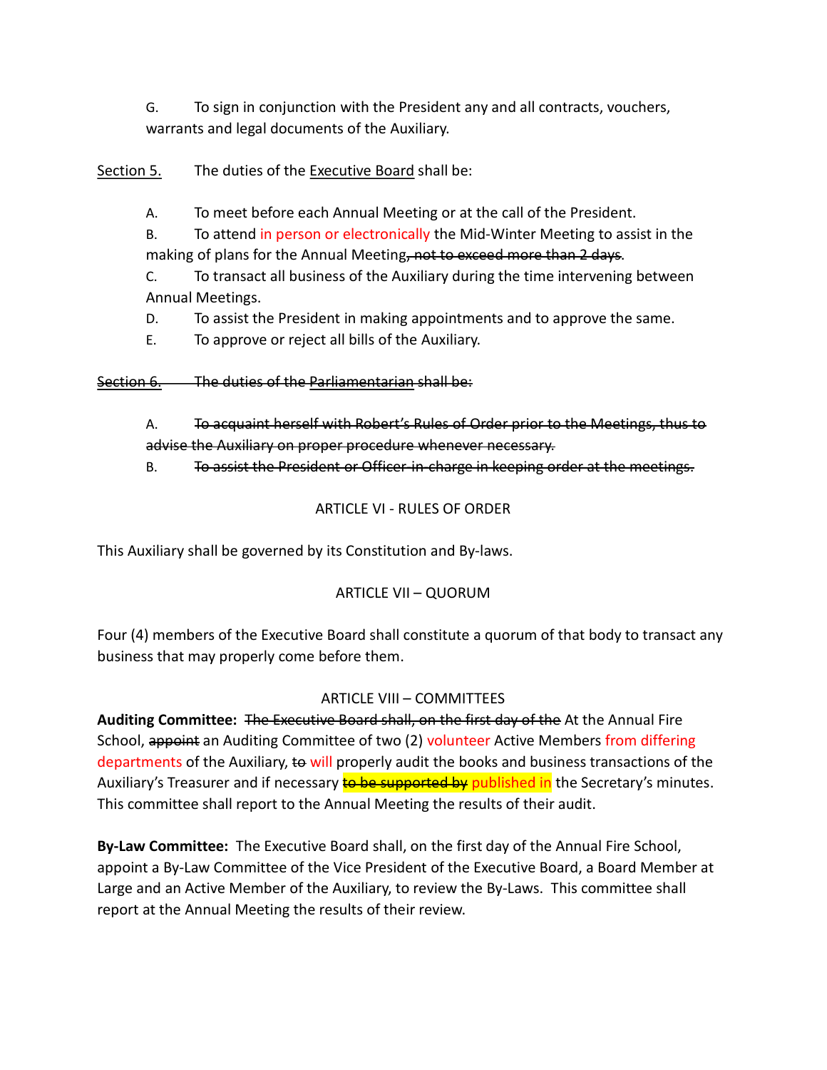G. To sign in conjunction with the President any and all contracts, vouchers, warrants and legal documents of the Auxiliary.

Section 5. The duties of the Executive Board shall be:

A. To meet before each Annual Meeting or at the call of the President.

B. To attend in person or electronically the Mid-Winter Meeting to assist in the making of plans for the Annual Meeting~~, not to exceed more than 2 days~~.

C. To transact all business of the Auxiliary during the time intervening between Annual Meetings.

D. To assist the President in making appointments and to approve the same.

E. To approve or reject all bills of the Auxiliary.

~~Section 6. The duties of the Parliamentarian shall be:~~

A. ~~To acquaint herself with Robert's Rules of Order prior to the Meetings, thus to advise the Auxiliary on proper procedure whenever necessary.~~

B. ~~To assist the President or Officer-in-charge in keeping order at the meetings.~~

## ARTICLE VI - RULES OF ORDER

This Auxiliary shall be governed by its Constitution and By-laws.

## ARTICLE VII – QUORUM

Four (4) members of the Executive Board shall constitute a quorum of that body to transact any business that may properly come before them.

## ARTICLE VIII – COMMITTEES

**Auditing Committee:** ~~The Executive Board shall, on the first day of the~~ At the Annual Fire School, ~~appoint~~ an Auditing Committee of two (2) volunteer Active Members from differing departments of the Auxiliary, ~~to~~ will properly audit the books and business transactions of the Auxiliary's Treasurer and if necessary ~~to be supported by~~ published in the Secretary's minutes. This committee shall report to the Annual Meeting the results of their audit.

**By-Law Committee:** The Executive Board shall, on the first day of the Annual Fire School, appoint a By-Law Committee of the Vice President of the Executive Board, a Board Member at Large and an Active Member of the Auxiliary, to review the By-Laws. This committee shall report at the Annual Meeting the results of their review.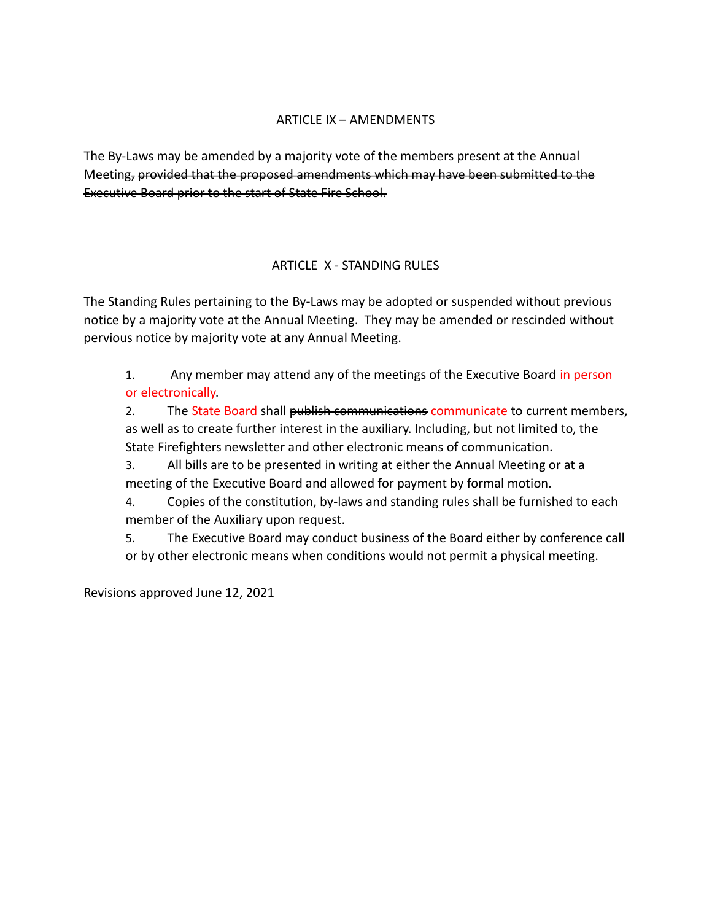## ARTICLE IX – AMENDMENTS

The By-Laws may be amended by a majority vote of the members present at the Annual Meeting~~, provided that the proposed amendments which may have been submitted to the Executive Board prior to the start of State Fire School.~~

## ARTICLE X - STANDING RULES

The Standing Rules pertaining to the By-Laws may be adopted or suspended without previous notice by a majority vote at the Annual Meeting. They may be amended or rescinded without pervious notice by majority vote at any Annual Meeting.

1. Any member may attend any of the meetings of the Executive Board in person or electronically.
2. The State Board shall ~~publish communications~~ communicate to current members, as well as to create further interest in the auxiliary. Including, but not limited to, the State Firefighters newsletter and other electronic means of communication.
3. All bills are to be presented in writing at either the Annual Meeting or at a meeting of the Executive Board and allowed for payment by formal motion.
4. Copies of the constitution, by-laws and standing rules shall be furnished to each member of the Auxiliary upon request.
5. The Executive Board may conduct business of the Board either by conference call or by other electronic means when conditions would not permit a physical meeting.

Revisions approved June 12, 2021